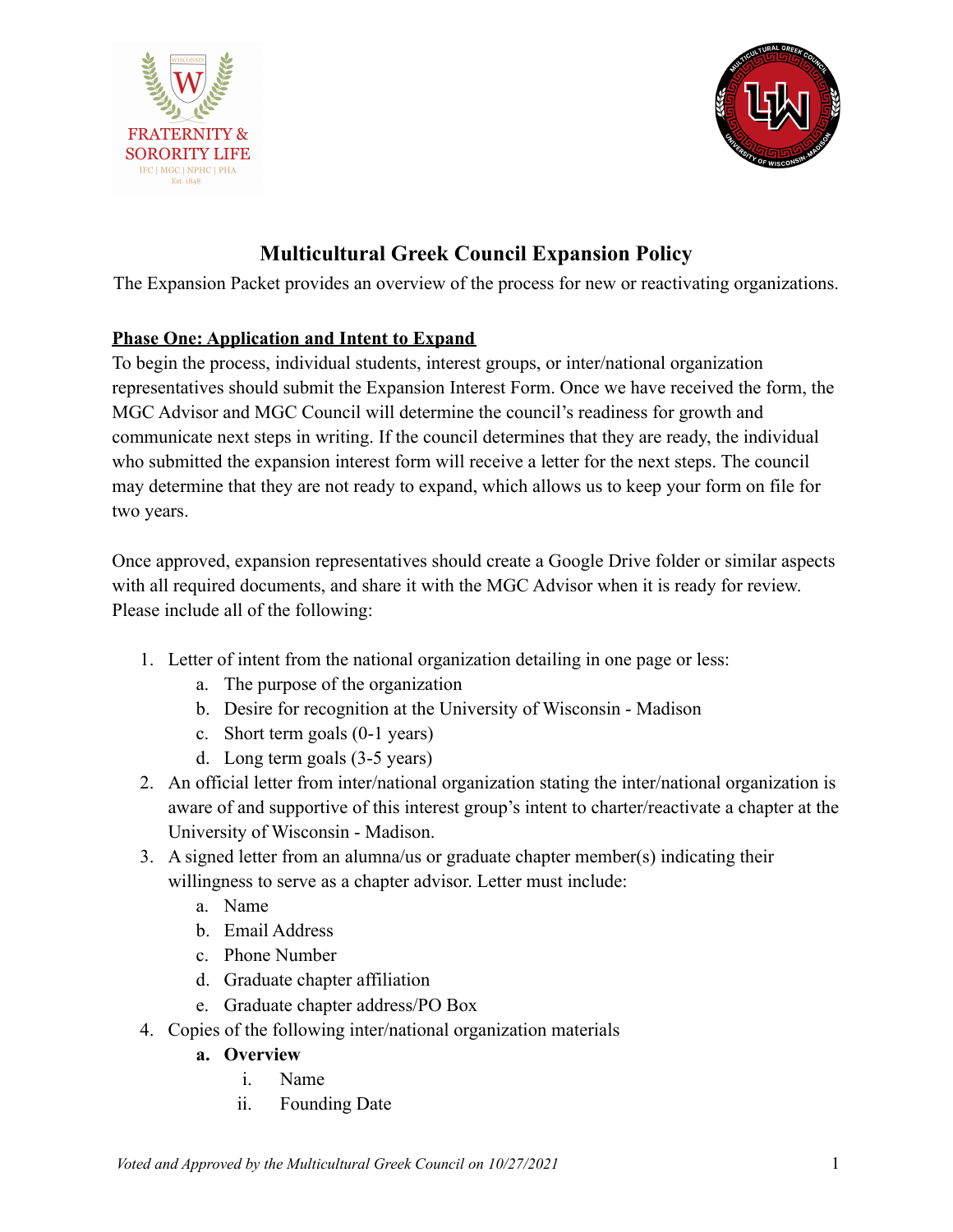# Multicultural Greek Council Expansion Policy

The Expansion Packet provides an overview of the process for new or reactivating organizations.

## Phase One: Application and Intent to Expand

To begin the process, individual students, interest groups, or inter/national organization representatives should submit the Expansion Interest Form. Once we have received the form, the MGC Advisor and MGC Council will determine the council's readiness for growth and communicate next steps in writing. If the council determines that they are ready, the individual who submitted the expansion interest form will receive a letter for the next steps. The council may determine that they are not ready to expand, which allows us to keep your form on file for two years.

Once approved, expansion representatives should create a Google Drive folder or similar aspects with all required documents, and share it with the MGC Advisor when it is ready for review. Please include all of the following:

1. Letter of intent from the national organization detailing in one page or less:
   a. The purpose of the organization
   b. Desire for recognition at the University of Wisconsin - Madison
   c. Short term goals (0-1 years)
   d. Long term goals (3-5 years)
2. An official letter from inter/national organization stating the inter/national organization is aware of and supportive of this interest group's intent to charter/reactivate a chapter at the University of Wisconsin - Madison.
3. A signed letter from an alumna/us or graduate chapter member(s) indicating their willingness to serve as a chapter advisor. Letter must include:
   a. Name
   b. Email Address
   c. Phone Number
   d. Graduate chapter affiliation
   e. Graduate chapter address/PO Box
4. Copies of the following inter/national organization materials
   a. **Overview**
      i. Name
      ii. Founding Date

*Voted and Approved by the Multicultural Greek Council on 10/27/2021*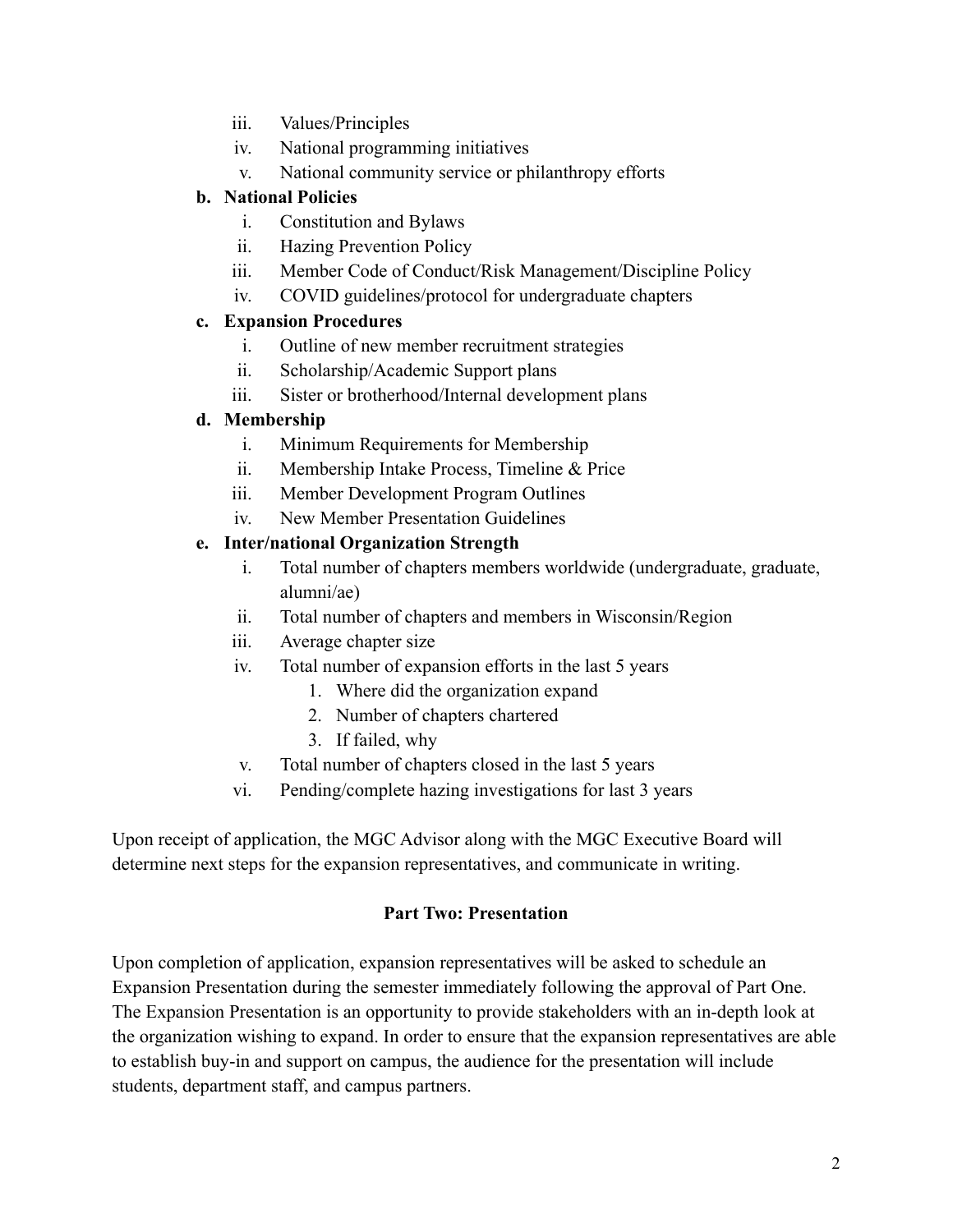iii. Values/Principles
   iv. National programming initiatives
   v. National community service or philanthropy efforts

b. **National Policies**
   i. Constitution and Bylaws
   ii. Hazing Prevention Policy
   iii. Member Code of Conduct/Risk Management/Discipline Policy
   iv. COVID guidelines/protocol for undergraduate chapters

c. **Expansion Procedures**
   i. Outline of new member recruitment strategies
   ii. Scholarship/Academic Support plans
   iii. Sister or brotherhood/Internal development plans

d. **Membership**
   i. Minimum Requirements for Membership
   ii. Membership Intake Process, Timeline & Price
   iii. Member Development Program Outlines
   iv. New Member Presentation Guidelines

e. **Inter/national Organization Strength**
   i. Total number of chapters members worldwide (undergraduate, graduate, alumni/ae)
   ii. Total number of chapters and members in Wisconsin/Region
   iii. Average chapter size
   iv. Total number of expansion efforts in the last 5 years
      1. Where did the organization expand
      2. Number of chapters chartered
      3. If failed, why
   v. Total number of chapters closed in the last 5 years
   vi. Pending/complete hazing investigations for last 3 years

Upon receipt of application, the MGC Advisor along with the MGC Executive Board will determine next steps for the expansion representatives, and communicate in writing.

**Part Two: Presentation**

Upon completion of application, expansion representatives will be asked to schedule an Expansion Presentation during the semester immediately following the approval of Part One. The Expansion Presentation is an opportunity to provide stakeholders with an in-depth look at the organization wishing to expand. In order to ensure that the expansion representatives are able to establish buy-in and support on campus, the audience for the presentation will include students, department staff, and campus partners.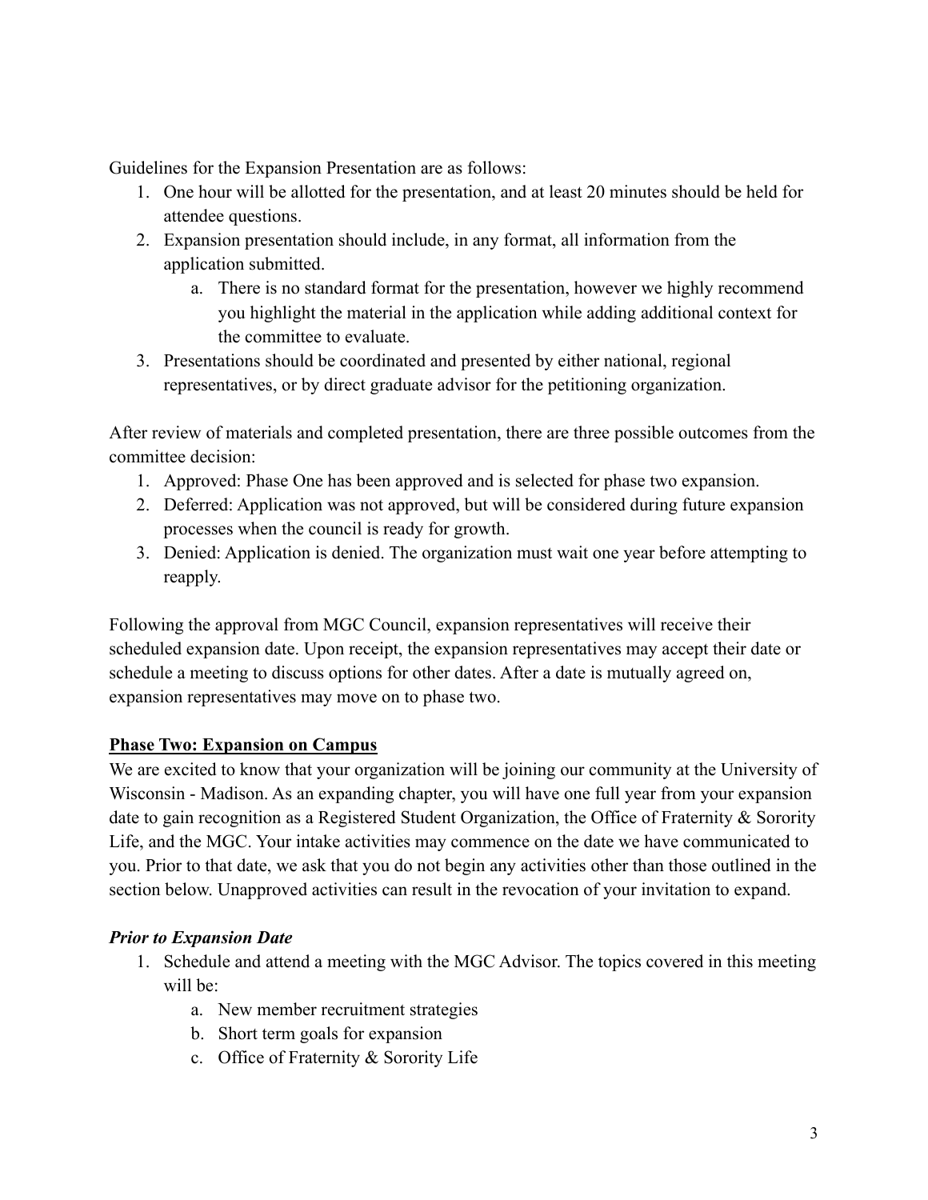Guidelines for the Expansion Presentation are as follows:

1. One hour will be allotted for the presentation, and at least 20 minutes should be held for attendee questions.
2. Expansion presentation should include, in any format, all information from the application submitted.
    a. There is no standard format for the presentation, however we highly recommend you highlight the material in the application while adding additional context for the committee to evaluate.
3. Presentations should be coordinated and presented by either national, regional representatives, or by direct graduate advisor for the petitioning organization.

After review of materials and completed presentation, there are three possible outcomes from the committee decision:

1. Approved: Phase One has been approved and is selected for phase two expansion.
2. Deferred: Application was not approved, but will be considered during future expansion processes when the council is ready for growth.
3. Denied: Application is denied. The organization must wait one year before attempting to reapply.

Following the approval from MGC Council, expansion representatives will receive their scheduled expansion date. Upon receipt, the expansion representatives may accept their date or schedule a meeting to discuss options for other dates. After a date is mutually agreed on, expansion representatives may move on to phase two.

**Phase Two: Expansion on Campus**

We are excited to know that your organization will be joining our community at the University of Wisconsin - Madison. As an expanding chapter, you will have one full year from your expansion date to gain recognition as a Registered Student Organization, the Office of Fraternity & Sorority Life, and the MGC. Your intake activities may commence on the date we have communicated to you. Prior to that date, we ask that you do not begin any activities other than those outlined in the section below. Unapproved activities can result in the revocation of your invitation to expand.

***Prior to Expansion Date***

1. Schedule and attend a meeting with the MGC Advisor. The topics covered in this meeting will be:
    a. New member recruitment strategies
    b. Short term goals for expansion
    c. Office of Fraternity & Sorority Life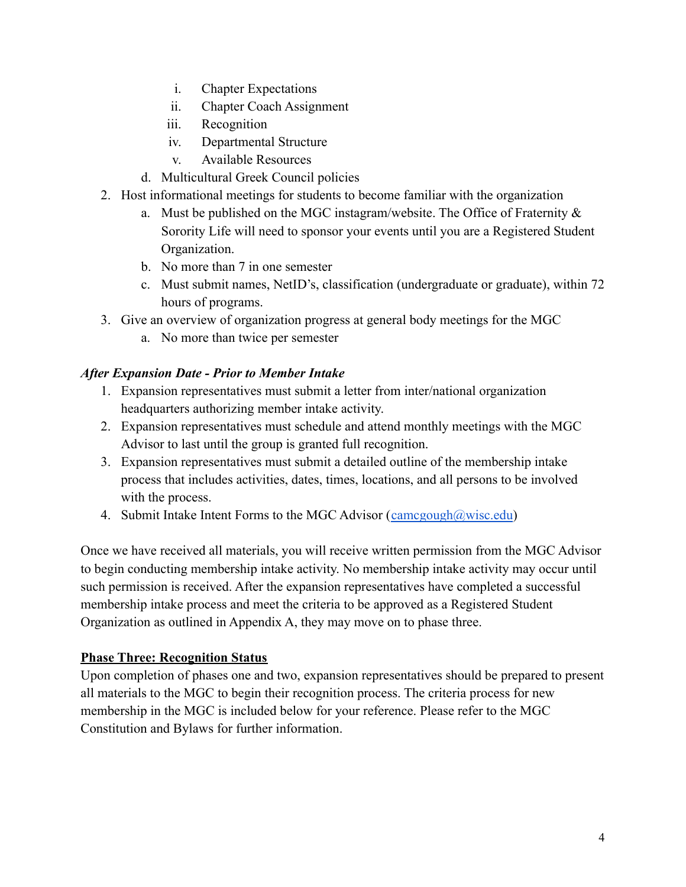i. Chapter Expectations
        ii. Chapter Coach Assignment
        iii. Recognition
        iv. Departmental Structure
        v. Available Resources
    d. Multicultural Greek Council policies
2. Host informational meetings for students to become familiar with the organization
    a. Must be published on the MGC instagram/website. The Office of Fraternity & Sorority Life will need to sponsor your events until you are a Registered Student Organization.
    b. No more than 7 in one semester
    c. Must submit names, NetID's, classification (undergraduate or graduate), within 72 hours of programs.
3. Give an overview of organization progress at general body meetings for the MGC
    a. No more than twice per semester

***After Expansion Date - Prior to Member Intake***

1. Expansion representatives must submit a letter from inter/national organization headquarters authorizing member intake activity.
2. Expansion representatives must schedule and attend monthly meetings with the MGC Advisor to last until the group is granted full recognition.
3. Expansion representatives must submit a detailed outline of the membership intake process that includes activities, dates, times, locations, and all persons to be involved with the process.
4. Submit Intake Intent Forms to the MGC Advisor (camcgough@wisc.edu)

Once we have received all materials, you will receive written permission from the MGC Advisor to begin conducting membership intake activity. No membership intake activity may occur until such permission is received. After the expansion representatives have completed a successful membership intake process and meet the criteria to be approved as a Registered Student Organization as outlined in Appendix A, they may move on to phase three.

**Phase Three: Recognition Status**

Upon completion of phases one and two, expansion representatives should be prepared to present all materials to the MGC to begin their recognition process. The criteria process for new membership in the MGC is included below for your reference. Please refer to the MGC Constitution and Bylaws for further information.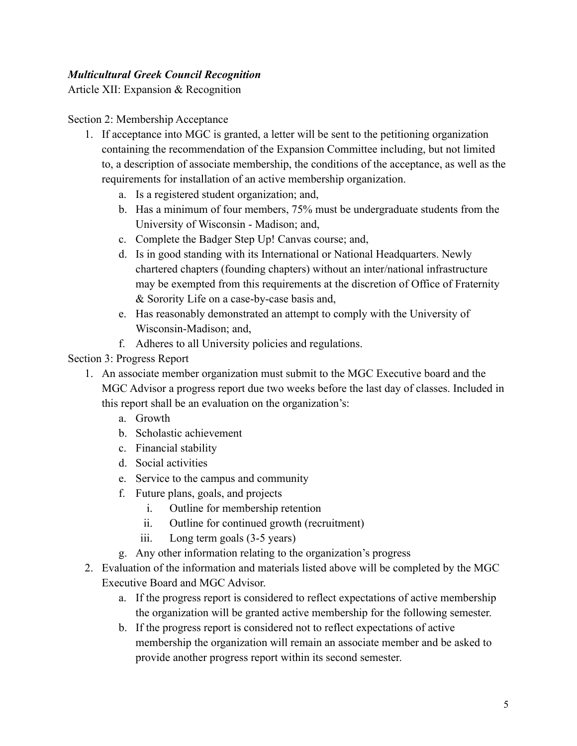***Multicultural Greek Council Recognition***

Article XII: Expansion & Recognition

Section 2: Membership Acceptance

1. If acceptance into MGC is granted, a letter will be sent to the petitioning organization containing the recommendation of the Expansion Committee including, but not limited to, a description of associate membership, the conditions of the acceptance, as well as the requirements for installation of an active membership organization.
   a. Is a registered student organization; and,
   b. Has a minimum of four members, 75% must be undergraduate students from the University of Wisconsin - Madison; and,
   c. Complete the Badger Step Up! Canvas course; and,
   d. Is in good standing with its International or National Headquarters. Newly chartered chapters (founding chapters) without an inter/national infrastructure may be exempted from this requirements at the discretion of Office of Fraternity & Sorority Life on a case-by-case basis and,
   e. Has reasonably demonstrated an attempt to comply with the University of Wisconsin-Madison; and,
   f. Adheres to all University policies and regulations.

Section 3: Progress Report

1. An associate member organization must submit to the MGC Executive board and the MGC Advisor a progress report due two weeks before the last day of classes. Included in this report shall be an evaluation on the organization's:
   a. Growth
   b. Scholastic achievement
   c. Financial stability
   d. Social activities
   e. Service to the campus and community
   f. Future plans, goals, and projects
      i. Outline for membership retention
      ii. Outline for continued growth (recruitment)
      iii. Long term goals (3-5 years)
   g. Any other information relating to the organization's progress
2. Evaluation of the information and materials listed above will be completed by the MGC Executive Board and MGC Advisor.
   a. If the progress report is considered to reflect expectations of active membership the organization will be granted active membership for the following semester.
   b. If the progress report is considered not to reflect expectations of active membership the organization will remain an associate member and be asked to provide another progress report within its second semester.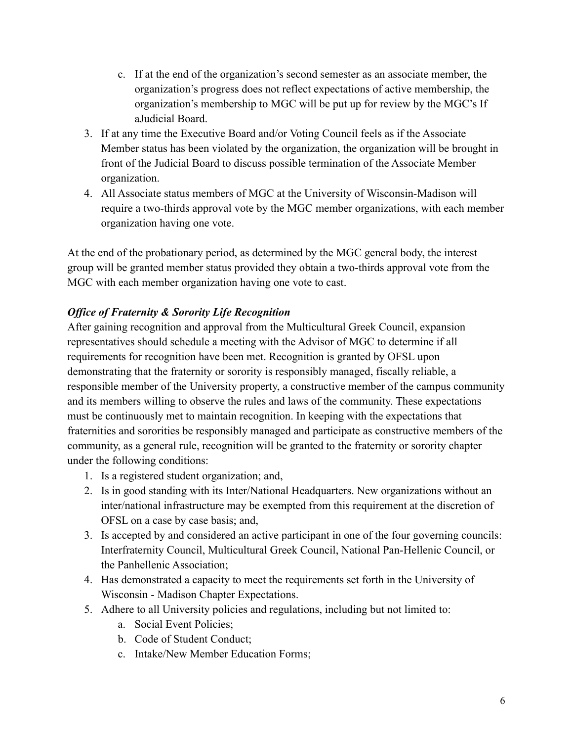c. If at the end of the organization's second semester as an associate member, the organization's progress does not reflect expectations of active membership, the organization's membership to MGC will be put up for review by the MGC's If aJudicial Board.
3. If at any time the Executive Board and/or Voting Council feels as if the Associate Member status has been violated by the organization, the organization will be brought in front of the Judicial Board to discuss possible termination of the Associate Member organization.
4. All Associate status members of MGC at the University of Wisconsin-Madison will require a two-thirds approval vote by the MGC member organizations, with each member organization having one vote.

At the end of the probationary period, as determined by the MGC general body, the interest group will be granted member status provided they obtain a two-thirds approval vote from the MGC with each member organization having one vote to cast.

***Office of Fraternity & Sorority Life Recognition***

After gaining recognition and approval from the Multicultural Greek Council, expansion representatives should schedule a meeting with the Advisor of MGC to determine if all requirements for recognition have been met. Recognition is granted by OFSL upon demonstrating that the fraternity or sorority is responsibly managed, fiscally reliable, a responsible member of the University property, a constructive member of the campus community and its members willing to observe the rules and laws of the community. These expectations must be continuously met to maintain recognition. In keeping with the expectations that fraternities and sororities be responsibly managed and participate as constructive members of the community, as a general rule, recognition will be granted to the fraternity or sorority chapter under the following conditions:

1. Is a registered student organization; and,
2. Is in good standing with its Inter/National Headquarters. New organizations without an inter/national infrastructure may be exempted from this requirement at the discretion of OFSL on a case by case basis; and,
3. Is accepted by and considered an active participant in one of the four governing councils: Interfraternity Council, Multicultural Greek Council, National Pan-Hellenic Council, or the Panhellenic Association;
4. Has demonstrated a capacity to meet the requirements set forth in the University of Wisconsin - Madison Chapter Expectations.
5. Adhere to all University policies and regulations, including but not limited to:
   a. Social Event Policies;
   b. Code of Student Conduct;
   c. Intake/New Member Education Forms;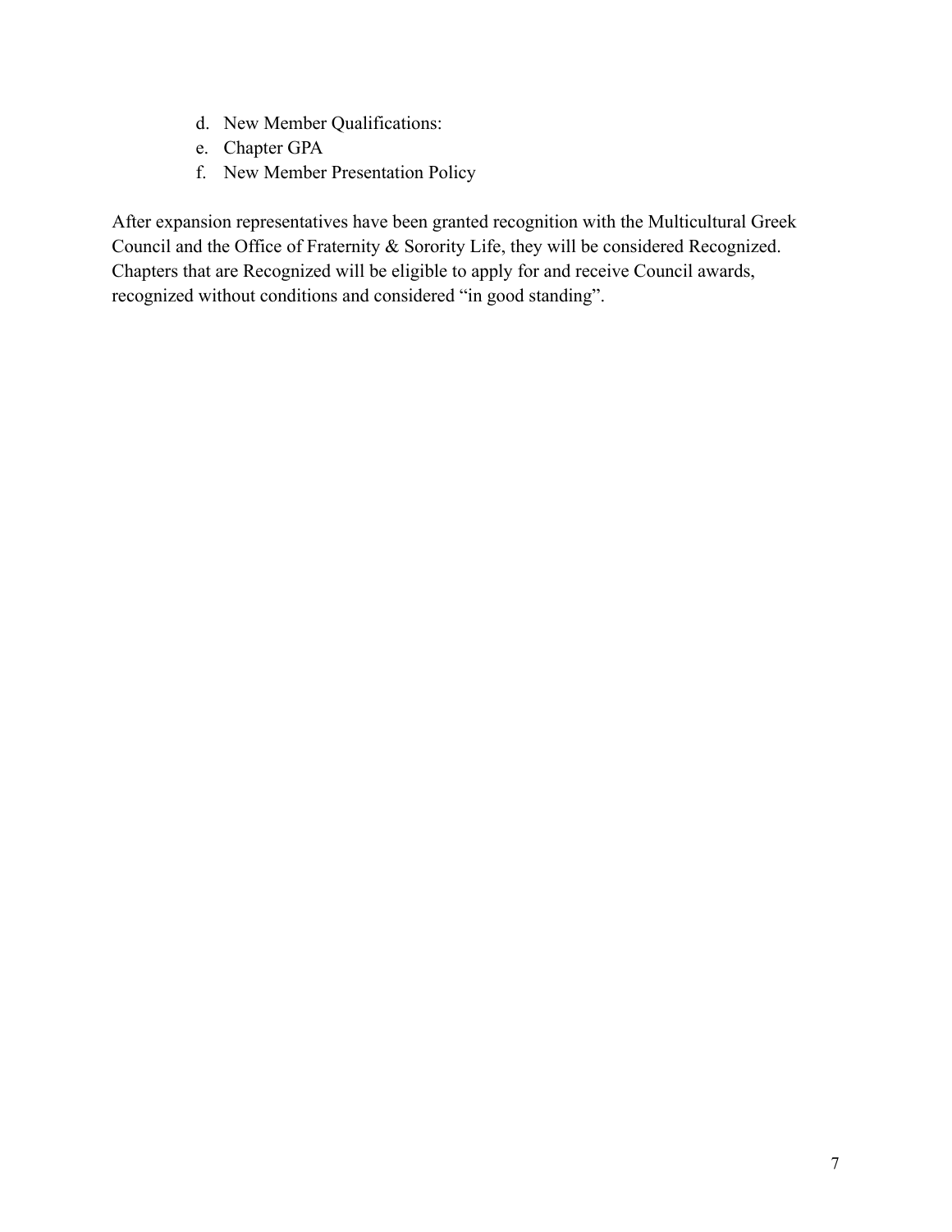d. New Member Qualifications:
e. Chapter GPA
f. New Member Presentation Policy

After expansion representatives have been granted recognition with the Multicultural Greek Council and the Office of Fraternity & Sorority Life, they will be considered Recognized. Chapters that are Recognized will be eligible to apply for and receive Council awards, recognized without conditions and considered "in good standing".